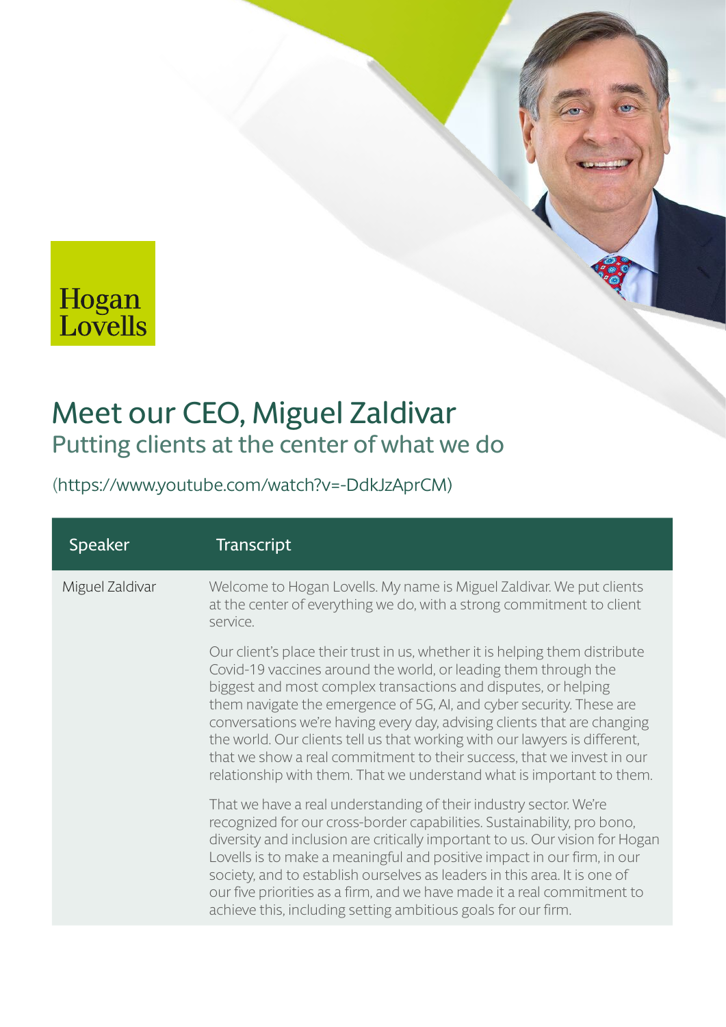Hogan Lovells

# Meet our CEO, Miguel Zaldivar

## Putting clients at the center of what we do

(https://www.youtube.com/watch?v=-DdkJzAprCM)

| Speaker | Transcript |
|---|---|
| Miguel Zaldivar | Welcome to Hogan Lovells. My name is Miguel Zaldivar. We put clients at the center of everything we do, with a strong commitment to client service.<br><br>Our client's place their trust in us, whether it is helping them distribute Covid-19 vaccines around the world, or leading them through the biggest and most complex transactions and disputes, or helping them navigate the emergence of 5G, AI, and cyber security. These are conversations we're having every day, advising clients that are changing the world. Our clients tell us that working with our lawyers is different, that we show a real commitment to their success, that we invest in our relationship with them. That we understand what is important to them.<br><br>That we have a real understanding of their industry sector. We're recognized for our cross-border capabilities. Sustainability, pro bono, diversity and inclusion are critically important to us. Our vision for Hogan Lovells is to make a meaningful and positive impact in our firm, in our society, and to establish ourselves as leaders in this area. It is one of our five priorities as a firm, and we have made it a real commitment to achieve this, including setting ambitious goals for our firm. |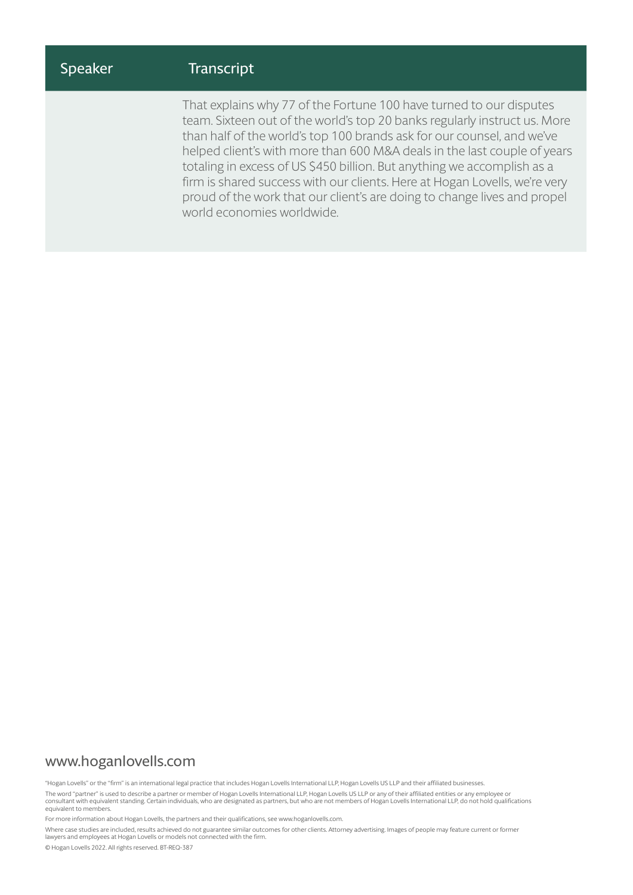| Speaker | Transcript |
| --- | --- |
| | That explains why 77 of the Fortune 100 have turned to our disputes team. Sixteen out of the world's top 20 banks regularly instruct us. More than half of the world's top 100 brands ask for our counsel, and we've helped client's with more than 600 M&A deals in the last couple of years totaling in excess of US $450 billion. But anything we accomplish as a firm is shared success with our clients. Here at Hogan Lovells, we're very proud of the work that our client's are doing to change lives and propel world economies worldwide. |

www.hoganlovells.com

"Hogan Lovells" or the "firm" is an international legal practice that includes Hogan Lovells International LLP, Hogan Lovells US LLP and their affiliated businesses.

The word "partner" is used to describe a partner or member of Hogan Lovells International LLP, Hogan Lovells US LLP or any of their affiliated entities or any employee or consultant with equivalent standing. Certain individuals, who are designated as partners, but who are not members of Hogan Lovells International LLP, do not hold qualifications equivalent to members.

For more information about Hogan Lovells, the partners and their qualifications, see www.hoganlovells.com.

Where case studies are included, results achieved do not guarantee similar outcomes for other clients. Attorney advertising. Images of people may feature current or former lawyers and employees at Hogan Lovells or models not connected with the firm.

© Hogan Lovells 2022. All rights reserved. BT-REQ-387